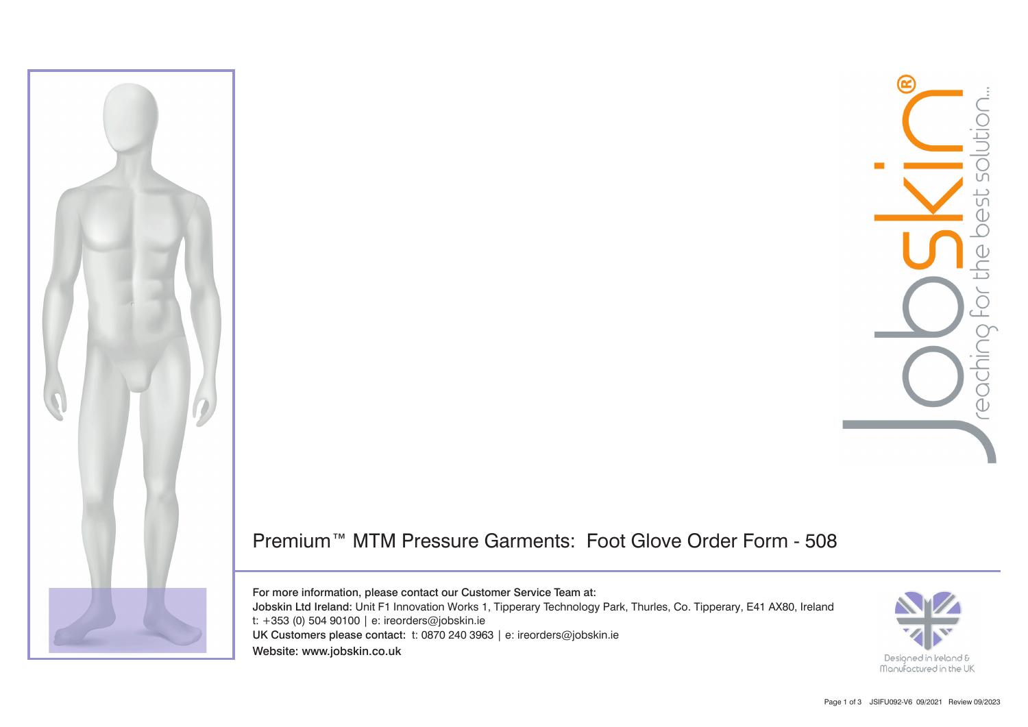# Premium™ MTM Pressure Garments: Foot Glove Order Form - 508

For more information, please contact our Customer Service Team at:

**Jobskin Ltd Ireland:** Unit F1 Innovation Works 1, Tipperary Technology Park, Thurles, Co. Tipperary, E41 AX80, Ireland
t: +353 (0) 504 90100 | e: ireorders@jobskin.ie

**UK Customers please contact:** t: 0870 240 3963 | e: ireorders@jobskin.ie

**Website:** www.jobskin.co.uk

Designed in Ireland & Manufactured in the UK

JSIFU092-V6 09/2021 Review 09/2023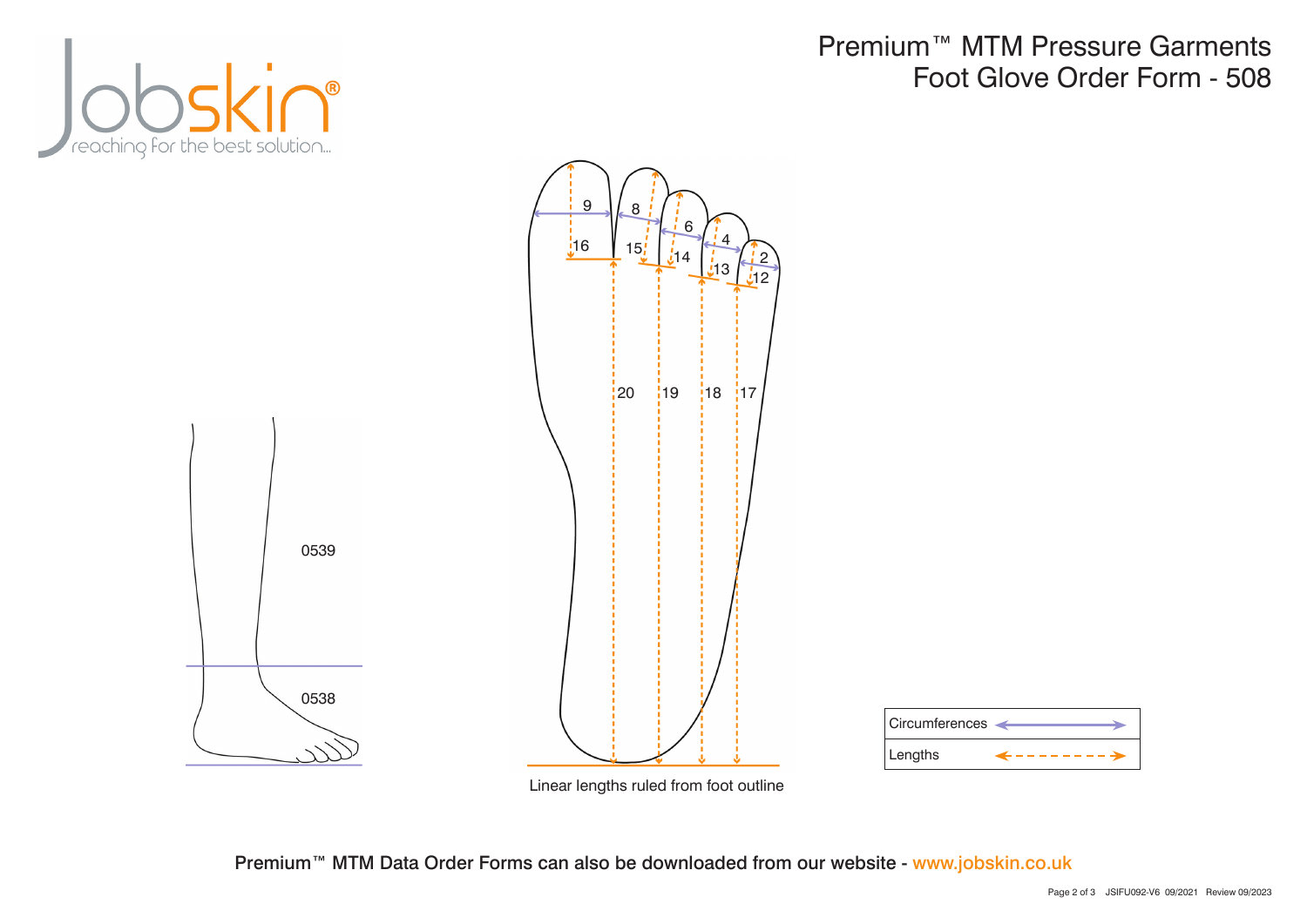# Premium™ MTM Pressure Garments
# Foot Glove Order Form - 508

9 8 6 4 2

16 15 14 13 12

20 19 18 17

0539

0538

Linear lengths ruled from foot outline

| Circumferences | ⟷ |
| --- | --- |
| Lengths | ⇠ - - - - ⇢ |

**Premium™ MTM Data Order Forms can also be downloaded from our website - www.jobskin.co.uk**

JSIFU092-V6 09/2021 Review 09/2023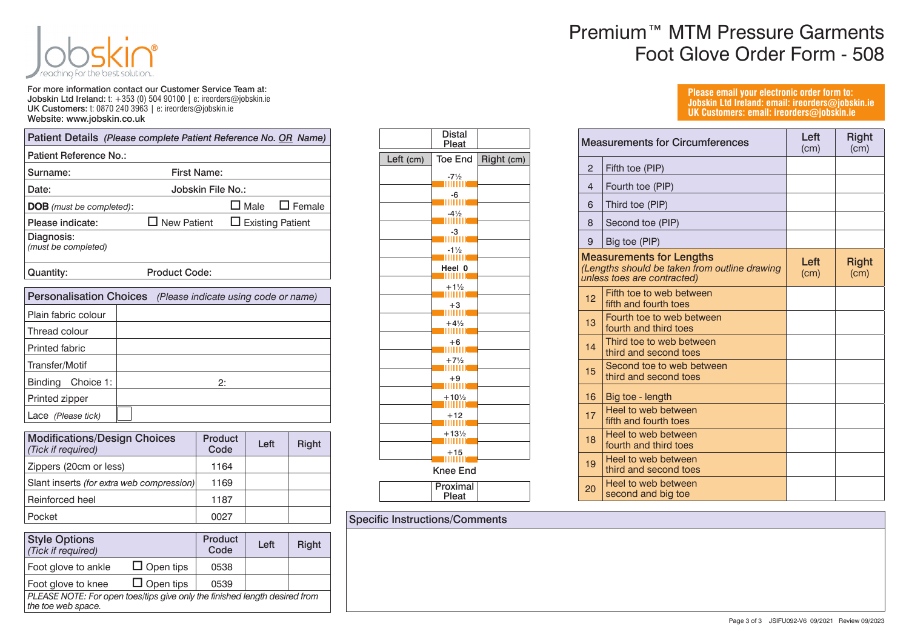Jobskin®
reaching for the best solution...

# Premium™ MTM Pressure Garments
# Foot Glove Order Form - 508

For more information contact our Customer Service Team at:
**Jobskin Ltd Ireland:** t: +353 (0) 504 90100 | e: ireorders@jobskin.ie
**UK Customers:** t: 0870 240 3963 | e: ireorders@jobskin.ie
**Website: www.jobskin.co.uk**

**Please email your electronic order form to:**
**Jobskin Ltd Ireland: email: ireorders@jobskin.ie**
**UK Customers: email: ireorders@jobskin.ie**

| Patient Details *(Please complete Patient Reference No. OR Name)* | | |
|---|---|---|
| Patient Reference No.: | | |
| Surname: | First Name: | |
| Date: | Jobskin File No.: | |
| **DOB** *(must be completed)*: | ☐ Male | ☐ Female |
| Please indicate: | ☐ New Patient | ☐ Existing Patient |
| Diagnosis: *(must be completed)* | | |
| Quantity: | Product Code: | |

| Personalisation Choices *(Please indicate using code or name)* | |
|---|---|
| Plain fabric colour | |
| Thread colour | |
| Printed fabric | |
| Transfer/Motif | |
| Binding Choice 1: | 2: |
| Printed zipper | |
| Lace *(Please tick)* | ☐ |

| Modifications/Design Choices *(Tick if required)* | Product Code | Left | Right |
|---|---|---|---|
| Zippers (20cm or less) | 1164 | | |
| Slant inserts *(for extra web compression)* | 1169 | | |
| Reinforced heel | 1187 | | |
| Pocket | 0027 | | |

| Style Options *(Tick if required)* | | Product Code | Left | Right |
|---|---|---|---|---|
| Foot glove to ankle | ☐ Open tips | 0538 | | |
| Foot glove to knee | ☐ Open tips | 0539 | | |

*PLEASE NOTE: For open toes/tips give only the finished length desired from the toe web space.*

| Left (cm) | Distal Pleat | Right (cm) |
|---|---|---|
| | Toe End | |
| | -7½ | |
| | -6 | |
| | -4½ | |
| | -3 | |
| | -1½ | |
| | Heel 0 | |
| | +1½ | |
| | +3 | |
| | +4½ | |
| | +6 | |
| | +7½ | |
| | +9 | |
| | +10½ | |
| | +12 | |
| | +13½ | |
| | +15 | |
| | Knee End | |
| | Proximal Pleat | |

| | Measurements for Circumferences | Left (cm) | Right (cm) |
|---|---|---|---|
| 2 | Fifth toe (PIP) | | |
| 4 | Fourth toe (PIP) | | |
| 6 | Third toe (PIP) | | |
| 8 | Second toe (PIP) | | |
| 9 | Big toe (PIP) | | |

| | Measurements for Lengths *(Lengths should be taken from outline drawing unless toes are contracted)* | Left (cm) | Right (cm) |
|---|---|---|---|
| 12 | Fifth toe to web between fifth and fourth toes | | |
| 13 | Fourth toe to web between fourth and third toes | | |
| 14 | Third toe to web between third and second toes | | |
| 15 | Second toe to web between third and second toes | | |
| 16 | Big toe - length | | |
| 17 | Heel to web between fifth and fourth toes | | |
| 18 | Heel to web between fourth and third toes | | |
| 19 | Heel to web between third and second toes | | |
| 20 | Heel to web between second and big toe | | |

## Specific Instructions/Comments

JSIFU092-V6 09/2021 Review 09/2023